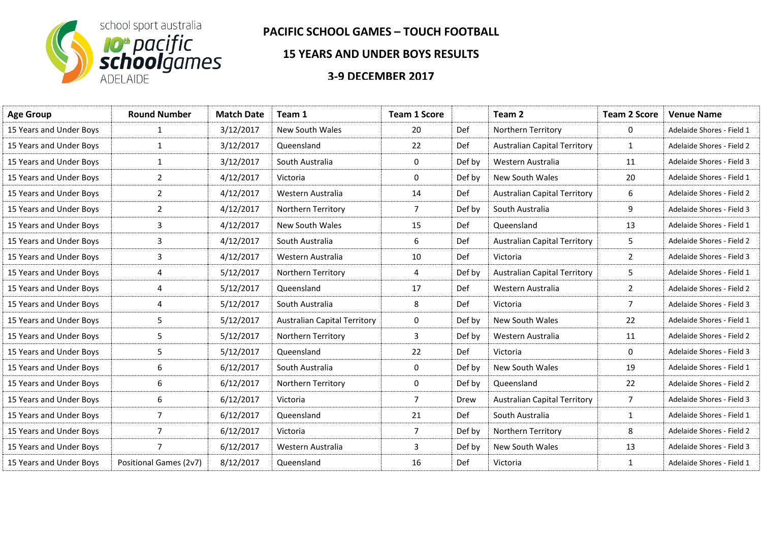# PACIFIC SCHOOL GAMES – TOUCH FOOTBALL

## 15 YEARS AND UNDER BOYS RESULTS

### 3-9 DECEMBER 2017

| Age Group | Round Number | Match Date | Team 1 | Team 1 Score | | Team 2 | Team 2 Score | Venue Name |
|---|---|---|---|---|---|---|---|---|
| 15 Years and Under Boys | 1 | 3/12/2017 | New South Wales | 20 | Def | Northern Territory | 0 | Adelaide Shores - Field 1 |
| 15 Years and Under Boys | 1 | 3/12/2017 | Queensland | 22 | Def | Australian Capital Territory | 1 | Adelaide Shores - Field 2 |
| 15 Years and Under Boys | 1 | 3/12/2017 | South Australia | 0 | Def by | Western Australia | 11 | Adelaide Shores - Field 3 |
| 15 Years and Under Boys | 2 | 4/12/2017 | Victoria | 0 | Def by | New South Wales | 20 | Adelaide Shores - Field 1 |
| 15 Years and Under Boys | 2 | 4/12/2017 | Western Australia | 14 | Def | Australian Capital Territory | 6 | Adelaide Shores - Field 2 |
| 15 Years and Under Boys | 2 | 4/12/2017 | Northern Territory | 7 | Def by | South Australia | 9 | Adelaide Shores - Field 3 |
| 15 Years and Under Boys | 3 | 4/12/2017 | New South Wales | 15 | Def | Queensland | 13 | Adelaide Shores - Field 1 |
| 15 Years and Under Boys | 3 | 4/12/2017 | South Australia | 6 | Def | Australian Capital Territory | 5 | Adelaide Shores - Field 2 |
| 15 Years and Under Boys | 3 | 4/12/2017 | Western Australia | 10 | Def | Victoria | 2 | Adelaide Shores - Field 3 |
| 15 Years and Under Boys | 4 | 5/12/2017 | Northern Territory | 4 | Def by | Australian Capital Territory | 5 | Adelaide Shores - Field 1 |
| 15 Years and Under Boys | 4 | 5/12/2017 | Queensland | 17 | Def | Western Australia | 2 | Adelaide Shores - Field 2 |
| 15 Years and Under Boys | 4 | 5/12/2017 | South Australia | 8 | Def | Victoria | 7 | Adelaide Shores - Field 3 |
| 15 Years and Under Boys | 5 | 5/12/2017 | Australian Capital Territory | 0 | Def by | New South Wales | 22 | Adelaide Shores - Field 1 |
| 15 Years and Under Boys | 5 | 5/12/2017 | Northern Territory | 3 | Def by | Western Australia | 11 | Adelaide Shores - Field 2 |
| 15 Years and Under Boys | 5 | 5/12/2017 | Queensland | 22 | Def | Victoria | 0 | Adelaide Shores - Field 3 |
| 15 Years and Under Boys | 6 | 6/12/2017 | South Australia | 0 | Def by | New South Wales | 19 | Adelaide Shores - Field 1 |
| 15 Years and Under Boys | 6 | 6/12/2017 | Northern Territory | 0 | Def by | Queensland | 22 | Adelaide Shores - Field 2 |
| 15 Years and Under Boys | 6 | 6/12/2017 | Victoria | 7 | Drew | Australian Capital Territory | 7 | Adelaide Shores - Field 3 |
| 15 Years and Under Boys | 7 | 6/12/2017 | Queensland | 21 | Def | South Australia | 1 | Adelaide Shores - Field 1 |
| 15 Years and Under Boys | 7 | 6/12/2017 | Victoria | 7 | Def by | Northern Territory | 8 | Adelaide Shores - Field 2 |
| 15 Years and Under Boys | 7 | 6/12/2017 | Western Australia | 3 | Def by | New South Wales | 13 | Adelaide Shores - Field 3 |
| 15 Years and Under Boys | Positional Games (2v7) | 8/12/2017 | Queensland | 16 | Def | Victoria | 1 | Adelaide Shores - Field 1 |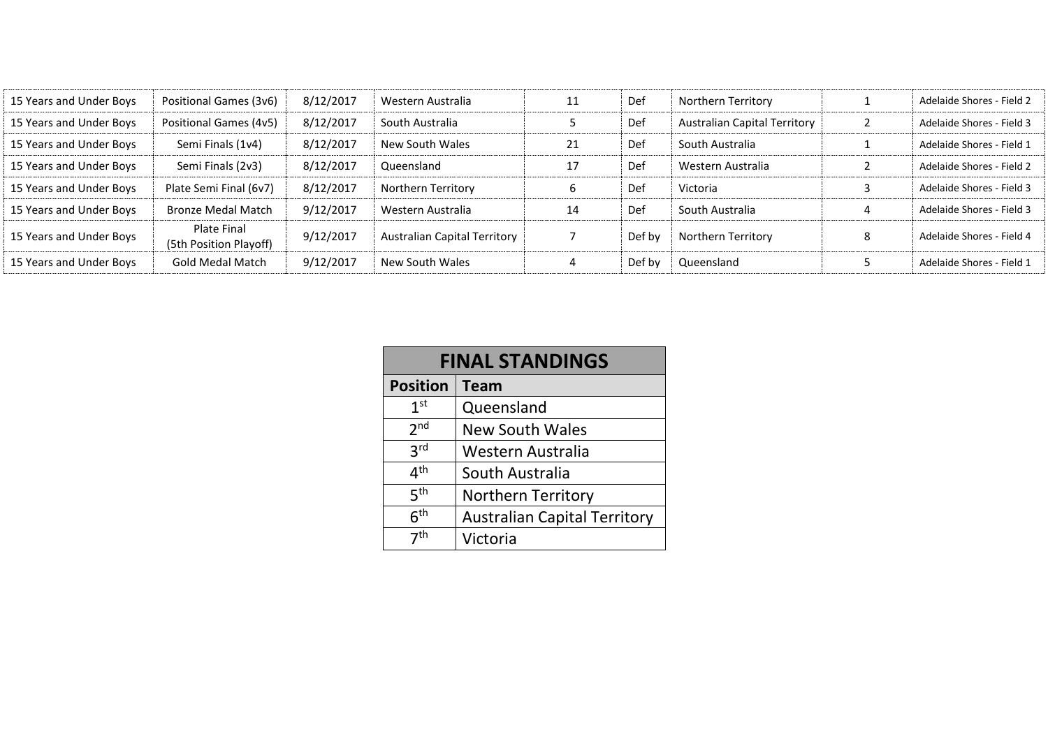| | | | | | | | | |
|---|---|---|---|---|---|---|---|---|
| 15 Years and Under Boys | Positional Games (3v6) | 8/12/2017 | Western Australia | 11 | Def | Northern Territory | 1 | Adelaide Shores - Field 2 |
| 15 Years and Under Boys | Positional Games (4v5) | 8/12/2017 | South Australia | 5 | Def | Australian Capital Territory | 2 | Adelaide Shores - Field 3 |
| 15 Years and Under Boys | Semi Finals (1v4) | 8/12/2017 | New South Wales | 21 | Def | South Australia | 1 | Adelaide Shores - Field 1 |
| 15 Years and Under Boys | Semi Finals (2v3) | 8/12/2017 | Queensland | 17 | Def | Western Australia | 2 | Adelaide Shores - Field 2 |
| 15 Years and Under Boys | Plate Semi Final (6v7) | 8/12/2017 | Northern Territory | 6 | Def | Victoria | 3 | Adelaide Shores - Field 3 |
| 15 Years and Under Boys | Bronze Medal Match | 9/12/2017 | Western Australia | 14 | Def | South Australia | 4 | Adelaide Shores - Field 3 |
| 15 Years and Under Boys | Plate Final (5th Position Playoff) | 9/12/2017 | Australian Capital Territory | 7 | Def by | Northern Territory | 8 | Adelaide Shores - Field 4 |
| 15 Years and Under Boys | Gold Medal Match | 9/12/2017 | New South Wales | 4 | Def by | Queensland | 5 | Adelaide Shores - Field 1 |

| FINAL STANDINGS | |
|---|---|
| **Position** | **Team** |
| 1st | Queensland |
| 2nd | New South Wales |
| 3rd | Western Australia |
| 4th | South Australia |
| 5th | Northern Territory |
| 6th | Australian Capital Territory |
| 7th | Victoria |